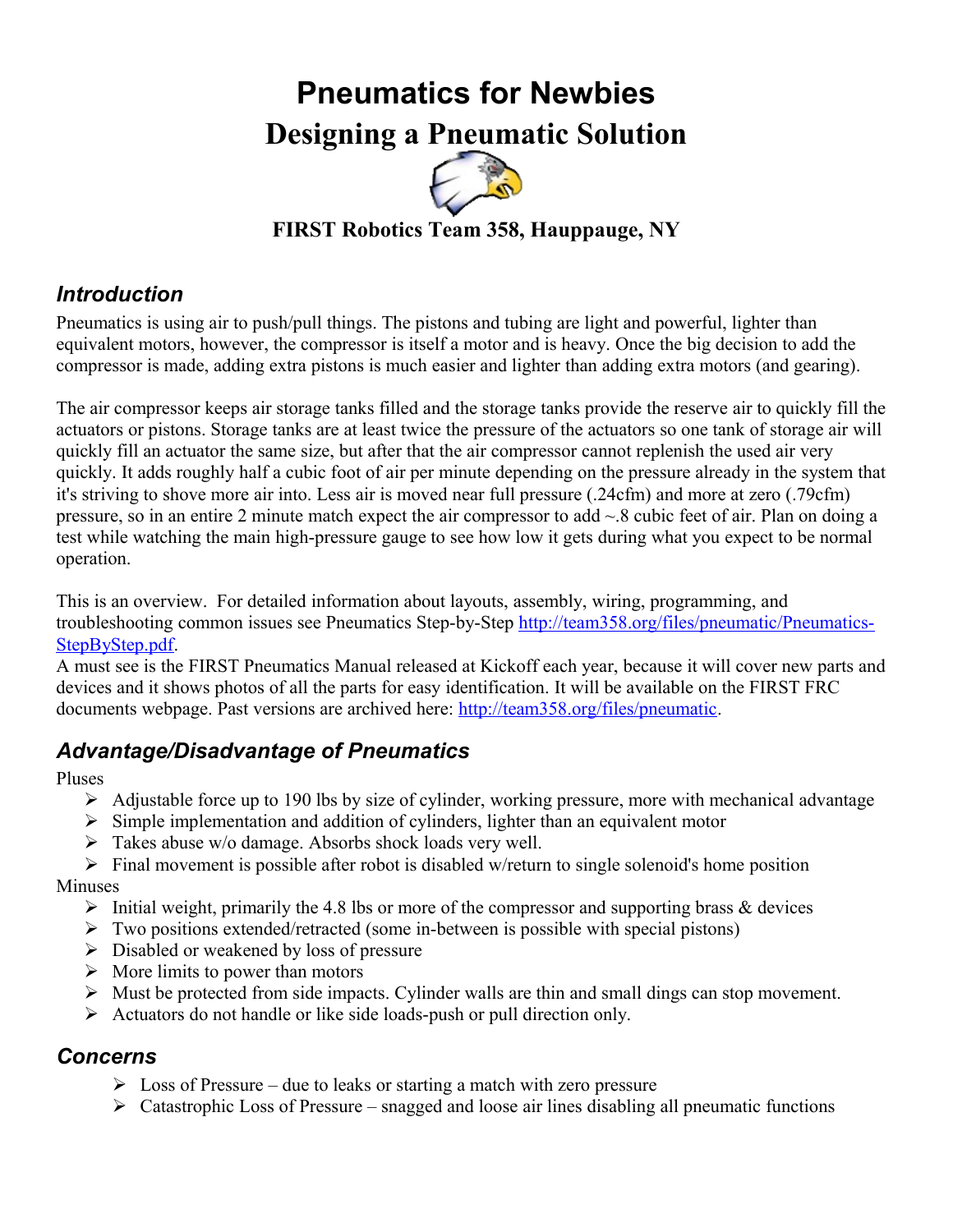# Pneumatics for Newbies

# Designing a Pneumatic Solution

**FIRST Robotics Team 358, Hauppauge, NY**

## *Introduction*

Pneumatics is using air to push/pull things. The pistons and tubing are light and powerful, lighter than equivalent motors, however, the compressor is itself a motor and is heavy. Once the big decision to add the compressor is made, adding extra pistons is much easier and lighter than adding extra motors (and gearing).

The air compressor keeps air storage tanks filled and the storage tanks provide the reserve air to quickly fill the actuators or pistons. Storage tanks are at least twice the pressure of the actuators so one tank of storage air will quickly fill an actuator the same size, but after that the air compressor cannot replenish the used air very quickly. It adds roughly half a cubic foot of air per minute depending on the pressure already in the system that it's striving to shove more air into. Less air is moved near full pressure (.24cfm) and more at zero (.79cfm) pressure, so in an entire 2 minute match expect the air compressor to add ~.8 cubic feet of air. Plan on doing a test while watching the main high-pressure gauge to see how low it gets during what you expect to be normal operation.

This is an overview. For detailed information about layouts, assembly, wiring, programming, and troubleshooting common issues see Pneumatics Step-by-Step [http://team358.org/files/pneumatic/Pneumatics-StepByStep.pdf](http://team358.org/files/pneumatic/Pneumatics-StepByStep.pdf).
A must see is the FIRST Pneumatics Manual released at Kickoff each year, because it will cover new parts and devices and it shows photos of all the parts for easy identification. It will be available on the FIRST FRC documents webpage. Past versions are archived here: [http://team358.org/files/pneumatic](http://team358.org/files/pneumatic).

## *Advantage/Disadvantage of Pneumatics*

Pluses

- Adjustable force up to 190 lbs by size of cylinder, working pressure, more with mechanical advantage
- Simple implementation and addition of cylinders, lighter than an equivalent motor
- Takes abuse w/o damage. Absorbs shock loads very well.
- Final movement is possible after robot is disabled w/return to single solenoid's home position

Minuses

- Initial weight, primarily the 4.8 lbs or more of the compressor and supporting brass & devices
- Two positions extended/retracted (some in-between is possible with special pistons)
- Disabled or weakened by loss of pressure
- More limits to power than motors
- Must be protected from side impacts. Cylinder walls are thin and small dings can stop movement.
- Actuators do not handle or like side loads-push or pull direction only.

## *Concerns*

- Loss of Pressure – due to leaks or starting a match with zero pressure
- Catastrophic Loss of Pressure – snagged and loose air lines disabling all pneumatic functions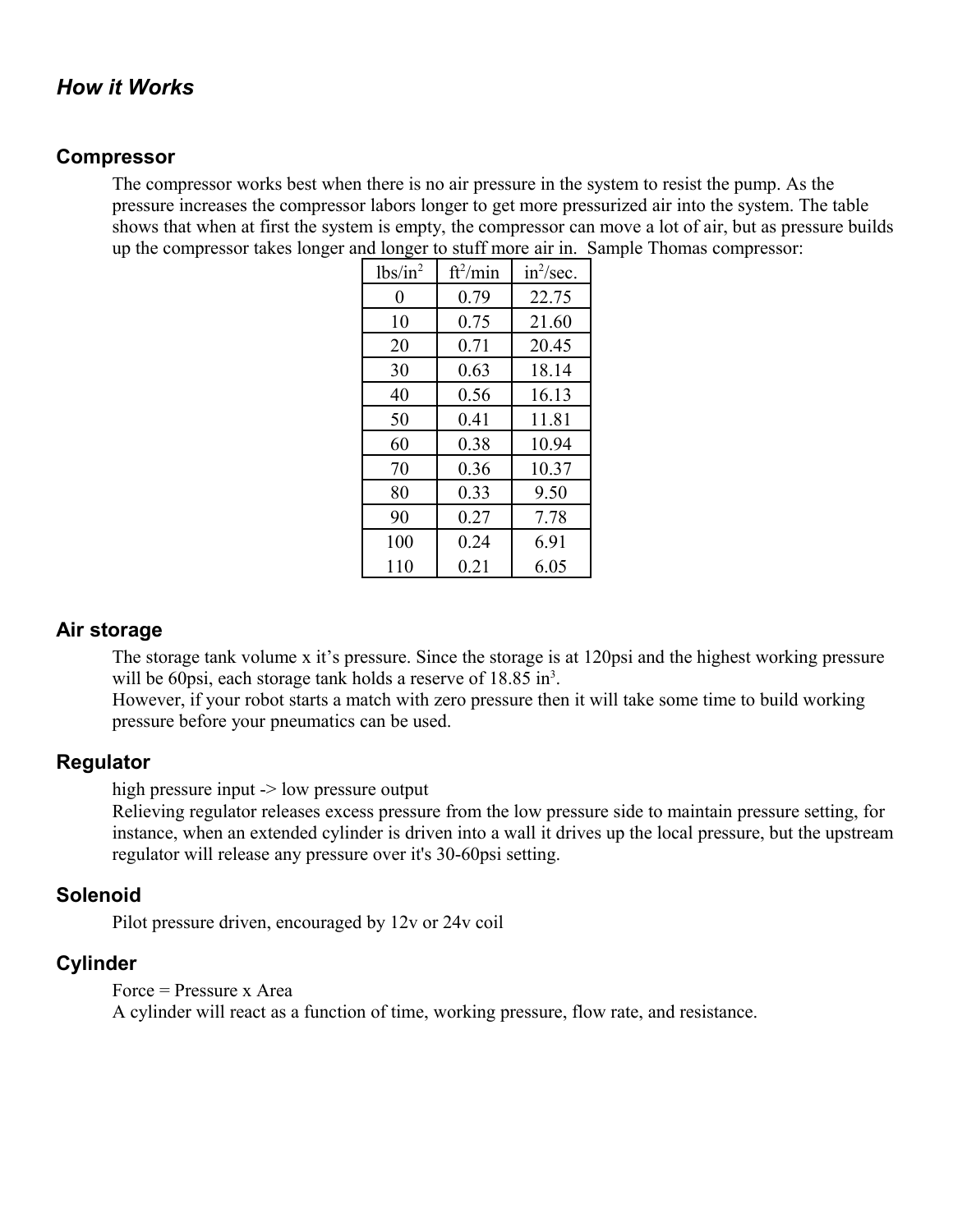## *How it Works*

### Compressor

The compressor works best when there is no air pressure in the system to resist the pump. As the pressure increases the compressor labors longer to get more pressurized air into the system. The table shows that when at first the system is empty, the compressor can move a lot of air, but as pressure builds up the compressor takes longer and longer to stuff more air in.  Sample Thomas compressor:

| $lbs/in^2$ | $ft^2/min$ | $in^2/sec.$ |
|---|---|---|
| 0 | 0.79 | 22.75 |
| 10 | 0.75 | 21.60 |
| 20 | 0.71 | 20.45 |
| 30 | 0.63 | 18.14 |
| 40 | 0.56 | 16.13 |
| 50 | 0.41 | 11.81 |
| 60 | 0.38 | 10.94 |
| 70 | 0.36 | 10.37 |
| 80 | 0.33 | 9.50 |
| 90 | 0.27 | 7.78 |
| 100 | 0.24 | 6.91 |
| 110 | 0.21 | 6.05 |

### Air storage

The storage tank volume x it's pressure. Since the storage is at 120psi and the highest working pressure will be 60psi, each storage tank holds a reserve of 18.85 $in^3$.
However, if your robot starts a match with zero pressure then it will take some time to build working pressure before your pneumatics can be used.

### Regulator

high pressure input -> low pressure output
Relieving regulator releases excess pressure from the low pressure side to maintain pressure setting, for instance, when an extended cylinder is driven into a wall it drives up the local pressure, but the upstream regulator will release any pressure over it's 30-60psi setting.

### Solenoid

Pilot pressure driven, encouraged by 12v or 24v coil

### Cylinder

Force = Pressure x Area
A cylinder will react as a function of time, working pressure, flow rate, and resistance.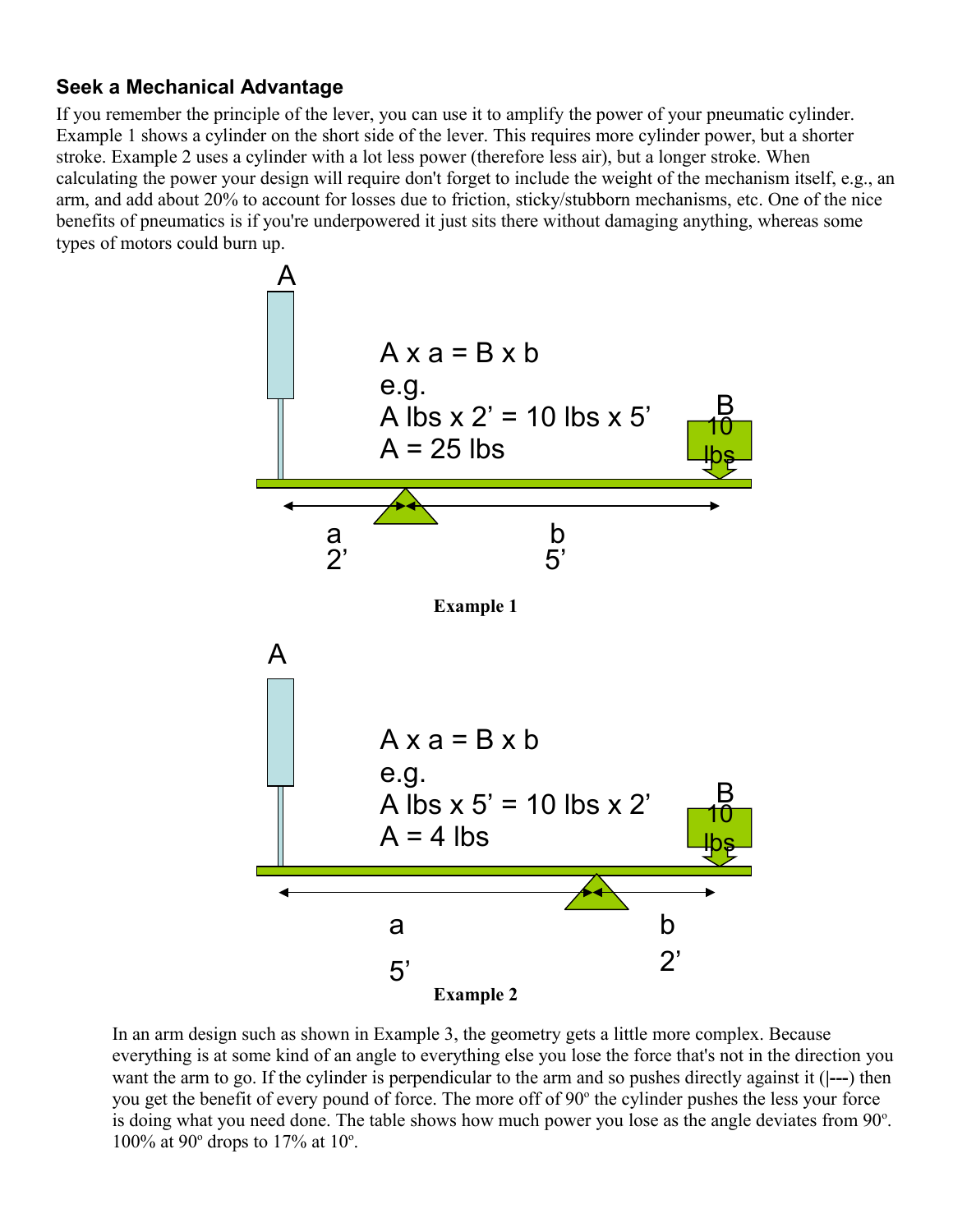### Seek a Mechanical Advantage

If you remember the principle of the lever, you can use it to amplify the power of your pneumatic cylinder. Example 1 shows a cylinder on the short side of the lever. This requires more cylinder power, but a shorter stroke. Example 2 uses a cylinder with a lot less power (therefore less air), but a longer stroke. When calculating the power your design will require don't forget to include the weight of the mechanism itself, e.g., an arm, and add about 20% to account for losses due to friction, sticky/stubborn mechanisms, etc. One of the nice benefits of pneumatics is if you're underpowered it just sits there without damaging anything, whereas some types of motors could burn up.

A

A x a = B x b
e.g.
A lbs x 2' = 10 lbs x 5'
A = 25 lbs

B
10 lbs

a
2'

b
5'

**Example 1**

A

A x a = B x b
e.g.
A lbs x 5' = 10 lbs x 2'
A = 4 lbs

B
10 lbs

a
5'

b
2'

**Example 2**

In an arm design such as shown in Example 3, the geometry gets a little more complex. Because everything is at some kind of an angle to everything else you lose the force that's not in the direction you want the arm to go. If the cylinder is perpendicular to the arm and so pushes directly against it (|---) then you get the benefit of every pound of force. The more off of 90º the cylinder pushes the less your force is doing what you need done. The table shows how much power you lose as the angle deviates from 90º. 100% at 90º drops to 17% at 10º.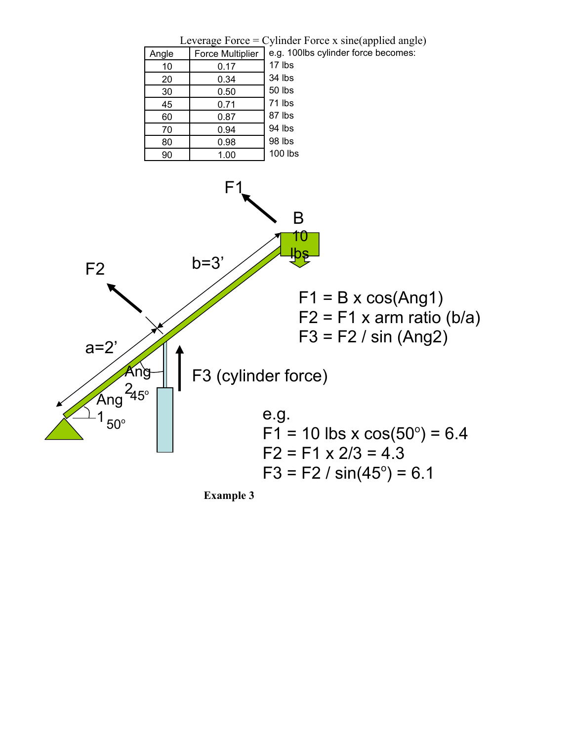Leverage Force = Cylinder Force x sine(applied angle)

| Angle | Force Multiplier | e.g. 100lbs cylinder force becomes: |
|---|---|---|
| 10 | 0.17 | 17 lbs |
| 20 | 0.34 | 34 lbs |
| 30 | 0.50 | 50 lbs |
| 45 | 0.71 | 71 lbs |
| 60 | 0.87 | 87 lbs |
| 70 | 0.94 | 94 lbs |
| 80 | 0.98 | 98 lbs |
| 90 | 1.00 | 100 lbs |

F1

B
10
lbs

F2

b=3'

a=2'

Ang 2 45°

Ang 1 50°

F3 (cylinder force)

F1 = B x cos(Ang1)
F2 = F1 x arm ratio (b/a)
F3 = F2 / sin (Ang2)

e.g.
F1 = 10 lbs x cos(50°) = 6.4
F2 = F1 x 2/3 = 4.3
F3 = F2 / sin(45°) = 6.1

**Example 3**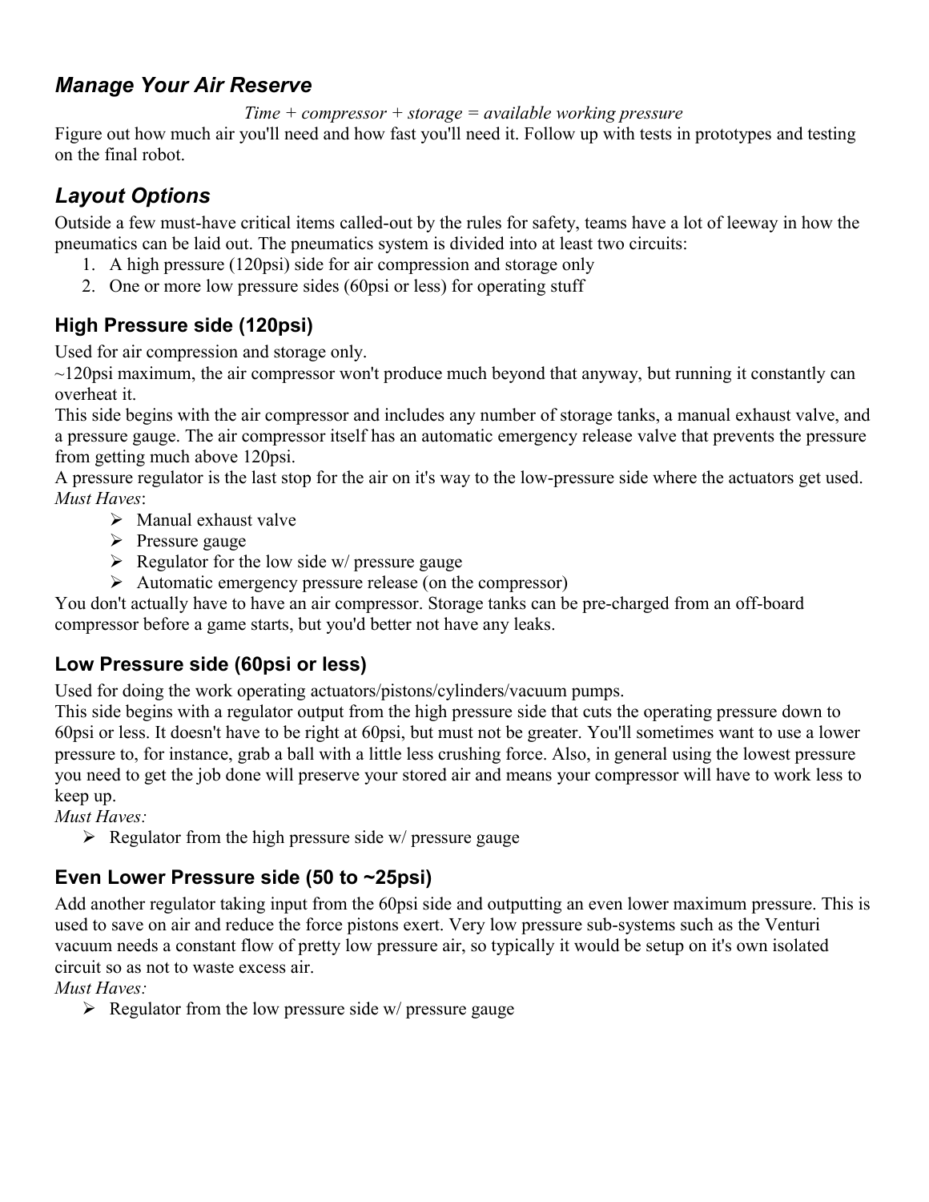## *Manage Your Air Reserve*

*Time + compressor + storage = available working pressure*

Figure out how much air you'll need and how fast you'll need it. Follow up with tests in prototypes and testing on the final robot.

## *Layout Options*

Outside a few must-have critical items called-out by the rules for safety, teams have a lot of leeway in how the pneumatics can be laid out. The pneumatics system is divided into at least two circuits:

1. A high pressure (120psi) side for air compression and storage only
2. One or more low pressure sides (60psi or less) for operating stuff

### High Pressure side (120psi)

Used for air compression and storage only.

~120psi maximum, the air compressor won't produce much beyond that anyway, but running it constantly can overheat it.

This side begins with the air compressor and includes any number of storage tanks, a manual exhaust valve, and a pressure gauge. The air compressor itself has an automatic emergency release valve that prevents the pressure from getting much above 120psi.

A pressure regulator is the last stop for the air on it's way to the low-pressure side where the actuators get used.

*Must Haves*:

- Manual exhaust valve
- Pressure gauge
- Regulator for the low side w/ pressure gauge
- Automatic emergency pressure release (on the compressor)

You don't actually have to have an air compressor. Storage tanks can be pre-charged from an off-board compressor before a game starts, but you'd better not have any leaks.

### Low Pressure side (60psi or less)

Used for doing the work operating actuators/pistons/cylinders/vacuum pumps.

This side begins with a regulator output from the high pressure side that cuts the operating pressure down to 60psi or less. It doesn't have to be right at 60psi, but must not be greater. You'll sometimes want to use a lower pressure to, for instance, grab a ball with a little less crushing force. Also, in general using the lowest pressure you need to get the job done will preserve your stored air and means your compressor will have to work less to keep up.

*Must Haves:*

- Regulator from the high pressure side w/ pressure gauge

### Even Lower Pressure side (50 to ~25psi)

Add another regulator taking input from the 60psi side and outputting an even lower maximum pressure. This is used to save on air and reduce the force pistons exert. Very low pressure sub-systems such as the Venturi vacuum needs a constant flow of pretty low pressure air, so typically it would be setup on it's own isolated circuit so as not to waste excess air.

*Must Haves:*

- Regulator from the low pressure side w/ pressure gauge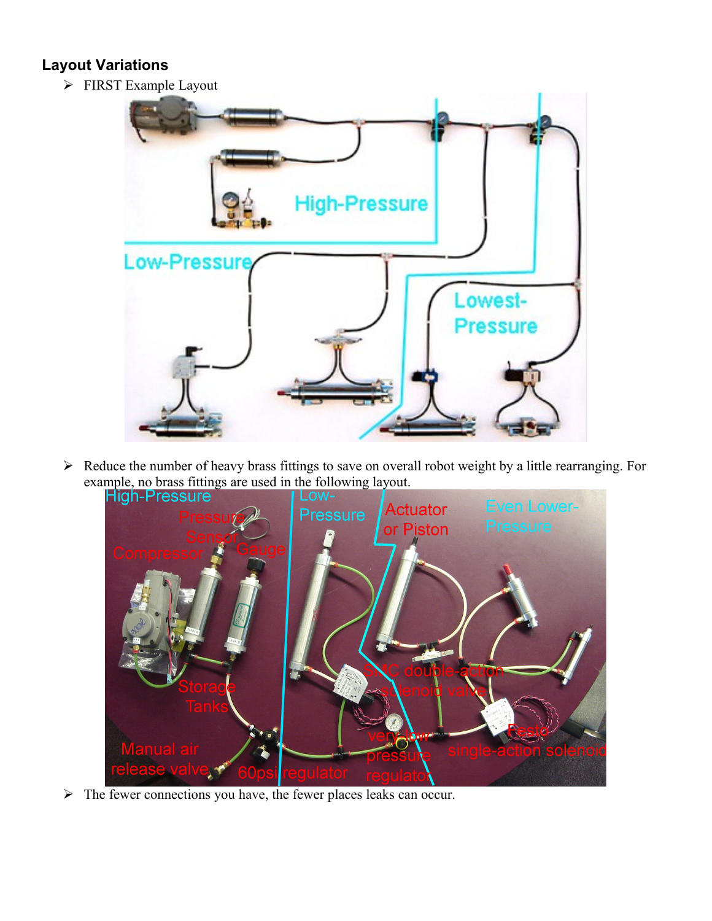## Layout Variations

- FIRST Example Layout

- Reduce the number of heavy brass fittings to save on overall robot weight by a little rearranging. For example, no brass fittings are used in the following layout.

- The fewer connections you have, the fewer places leaks can occur.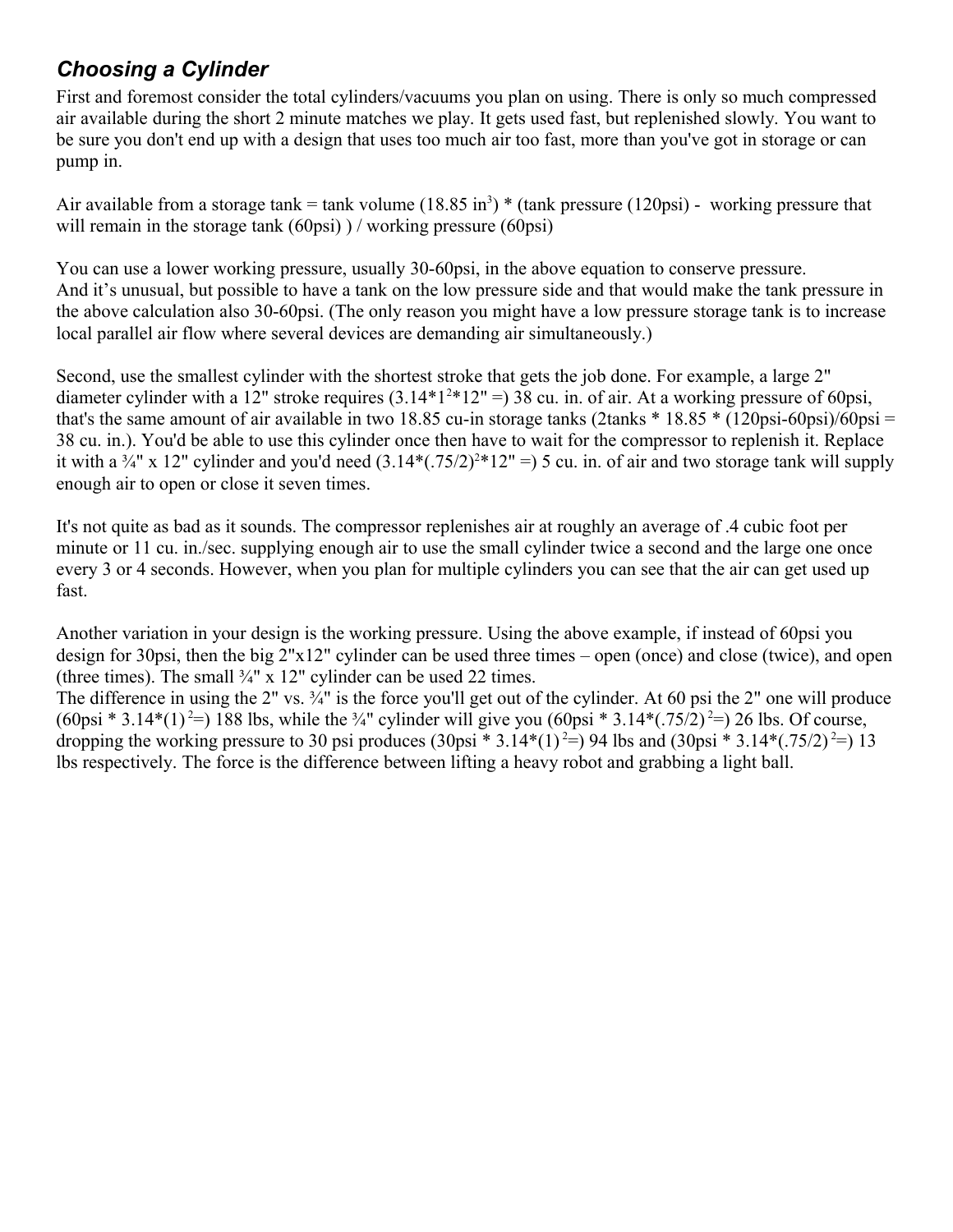## *Choosing a Cylinder*

First and foremost consider the total cylinders/vacuums you plan on using. There is only so much compressed air available during the short 2 minute matches we play. It gets used fast, but replenished slowly. You want to be sure you don't end up with a design that uses too much air too fast, more than you've got in storage or can pump in.

Air available from a storage tank = tank volume (18.85 $in^3$) * (tank pressure (120psi) - working pressure that will remain in the storage tank (60psi) ) / working pressure (60psi)

You can use a lower working pressure, usually 30-60psi, in the above equation to conserve pressure.
And it's unusual, but possible to have a tank on the low pressure side and that would make the tank pressure in the above calculation also 30-60psi. (The only reason you might have a low pressure storage tank is to increase local parallel air flow where several devices are demanding air simultaneously.)

Second, use the smallest cylinder with the shortest stroke that gets the job done. For example, a large 2" diameter cylinder with a 12" stroke requires ($3.14*1^2*12"$ =) 38 cu. in. of air. At a working pressure of 60psi, that's the same amount of air available in two 18.85 cu-in storage tanks (2tanks * 18.85 * (120psi-60psi)/60psi = 38 cu. in.). You'd be able to use this cylinder once then have to wait for the compressor to replenish it. Replace it with a ¾" x 12" cylinder and you'd need ($3.14*(.75/2)^2*12"$ =) 5 cu. in. of air and two storage tank will supply enough air to open or close it seven times.

It's not quite as bad as it sounds. The compressor replenishes air at roughly an average of .4 cubic foot per minute or 11 cu. in./sec. supplying enough air to use the small cylinder twice a second and the large one once every 3 or 4 seconds. However, when you plan for multiple cylinders you can see that the air can get used up fast.

Another variation in your design is the working pressure. Using the above example, if instead of 60psi you design for 30psi, then the big 2"x12" cylinder can be used three times – open (once) and close (twice), and open (three times). The small ¾" x 12" cylinder can be used 22 times.
The difference in using the 2" vs. ¾" is the force you'll get out of the cylinder. At 60 psi the 2" one will produce ($60psi * 3.14*(1)^2$=) 188 lbs, while the ¾" cylinder will give you ($60psi * 3.14*(.75/2)^2$=) 26 lbs. Of course, dropping the working pressure to 30 psi produces ($30psi * 3.14*(1)^2$=) 94 lbs and ($30psi * 3.14*(.75/2)^2$=) 13 lbs respectively. The force is the difference between lifting a heavy robot and grabbing a light ball.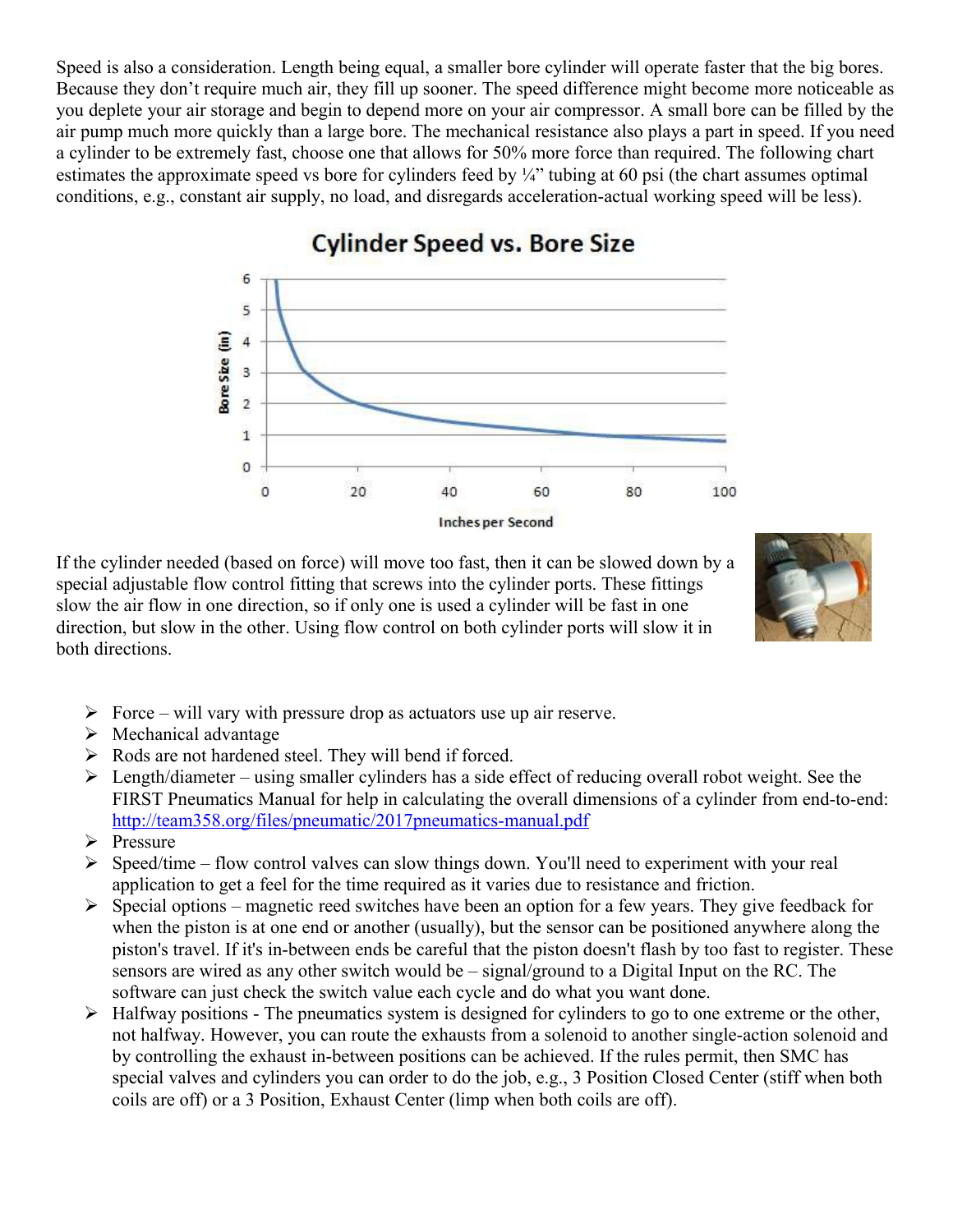Speed is also a consideration. Length being equal, a smaller bore cylinder will operate faster that the big bores. Because they don't require much air, they fill up sooner. The speed difference might become more noticeable as you deplete your air storage and begin to depend more on your air compressor. A small bore can be filled by the air pump much more quickly than a large bore. The mechanical resistance also plays a part in speed. If you need a cylinder to be extremely fast, choose one that allows for 50% more force than required. The following chart estimates the approximate speed vs bore for cylinders feed by ¼" tubing at 60 psi (the chart assumes optimal conditions, e.g., constant air supply, no load, and disregards acceleration-actual working speed will be less).

If the cylinder needed (based on force) will move too fast, then it can be slowed down by a special adjustable flow control fitting that screws into the cylinder ports. These fittings slow the air flow in one direction, so if only one is used a cylinder will be fast in one direction, but slow in the other. Using flow control on both cylinder ports will slow it in both directions.

- Force – will vary with pressure drop as actuators use up air reserve.
- Mechanical advantage
- Rods are not hardened steel. They will bend if forced.
- Length/diameter – using smaller cylinders has a side effect of reducing overall robot weight. See the FIRST Pneumatics Manual for help in calculating the overall dimensions of a cylinder from end-to-end: http://team358.org/files/pneumatic/2017pneumatics-manual.pdf
- Pressure
- Speed/time – flow control valves can slow things down. You'll need to experiment with your real application to get a feel for the time required as it varies due to resistance and friction.
- Special options – magnetic reed switches have been an option for a few years. They give feedback for when the piston is at one end or another (usually), but the sensor can be positioned anywhere along the piston's travel. If it's in-between ends be careful that the piston doesn't flash by too fast to register. These sensors are wired as any other switch would be – signal/ground to a Digital Input on the RC. The software can just check the switch value each cycle and do what you want done.
- Halfway positions - The pneumatics system is designed for cylinders to go to one extreme or the other, not halfway. However, you can route the exhausts from a solenoid to another single-action solenoid and by controlling the exhaust in-between positions can be achieved. If the rules permit, then SMC has special valves and cylinders you can order to do the job, e.g., 3 Position Closed Center (stiff when both coils are off) or a 3 Position, Exhaust Center (limp when both coils are off).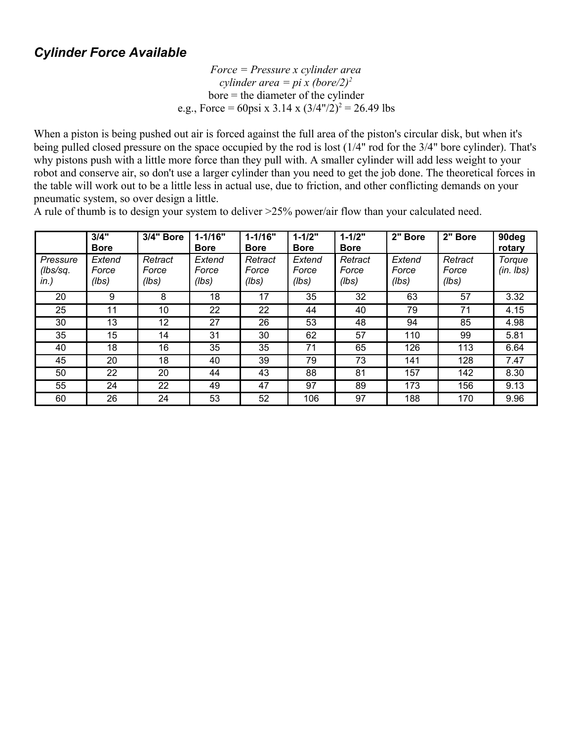## *Cylinder Force Available*

*Force = Pressure x cylinder area*
*cylinder area = pi x (bore/2)*$^2$
bore = the diameter of the cylinder
e.g., Force = 60psi x 3.14 x (3/4"/2)$^2$ = 26.49 lbs

When a piston is being pushed out air is forced against the full area of the piston's circular disk, but when it's being pulled closed pressure on the space occupied by the rod is lost (1/4" rod for the 3/4" bore cylinder). That's why pistons push with a little more force than they pull with. A smaller cylinder will add less weight to your robot and conserve air, so don't use a larger cylinder than you need to get the job done. The theoretical forces in the table will work out to be a little less in actual use, due to friction, and other conflicting demands on your pneumatic system, so over design a little.
A rule of thumb is to design your system to deliver >25% power/air flow than your calculated need.

| | **3/4" Bore** | **3/4" Bore** | **1-1/16" Bore** | **1-1/16" Bore** | **1-1/2" Bore** | **1-1/2" Bore** | **2" Bore** | **2" Bore** | **90deg rotary** |
|---|---|---|---|---|---|---|---|---|---|
| *Pressure (lbs/sq. in.)* | *Extend Force (lbs)* | *Retract Force (lbs)* | *Extend Force (lbs)* | *Retract Force (lbs)* | *Extend Force (lbs)* | *Retract Force (lbs)* | *Extend Force (lbs)* | *Retract Force (lbs)* | *Torque (in. lbs)* |
| 20 | 9 | 8 | 18 | 17 | 35 | 32 | 63 | 57 | 3.32 |
| 25 | 11 | 10 | 22 | 22 | 44 | 40 | 79 | 71 | 4.15 |
| 30 | 13 | 12 | 27 | 26 | 53 | 48 | 94 | 85 | 4.98 |
| 35 | 15 | 14 | 31 | 30 | 62 | 57 | 110 | 99 | 5.81 |
| 40 | 18 | 16 | 35 | 35 | 71 | 65 | 126 | 113 | 6.64 |
| 45 | 20 | 18 | 40 | 39 | 79 | 73 | 141 | 128 | 7.47 |
| 50 | 22 | 20 | 44 | 43 | 88 | 81 | 157 | 142 | 8.30 |
| 55 | 24 | 22 | 49 | 47 | 97 | 89 | 173 | 156 | 9.13 |
| 60 | 26 | 24 | 53 | 52 | 106 | 97 | 188 | 170 | 9.96 |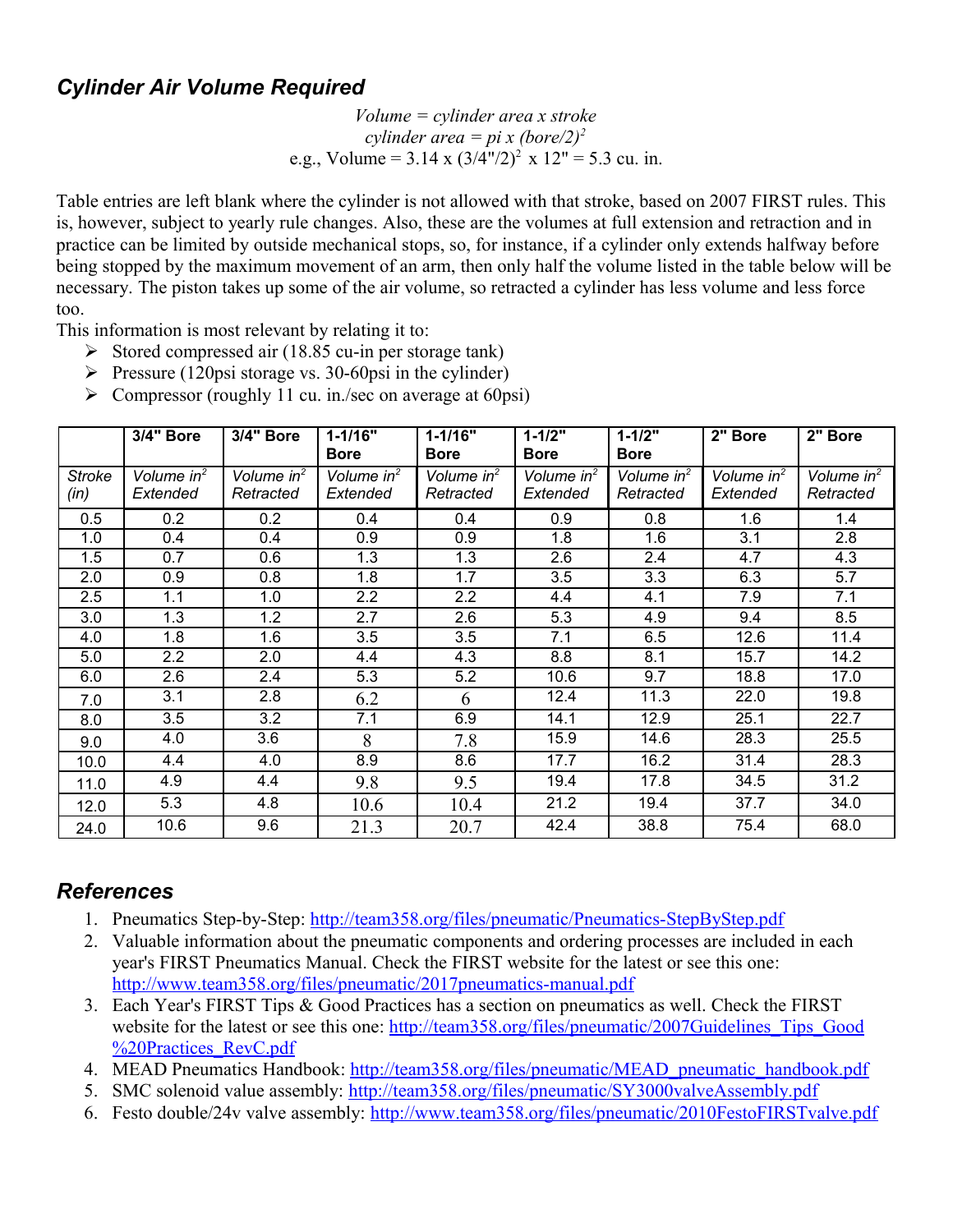## *Cylinder Air Volume Required*

*Volume = cylinder area x stroke*

*cylinder area = pi x (bore/2)*$^2$

e.g., Volume = 3.14 x (3/4"/2)$^2$ x 12" = 5.3 cu. in.

Table entries are left blank where the cylinder is not allowed with that stroke, based on 2007 FIRST rules. This is, however, subject to yearly rule changes. Also, these are the volumes at full extension and retraction and in practice can be limited by outside mechanical stops, so, for instance, if a cylinder only extends halfway before being stopped by the maximum movement of an arm, then only half the volume listed in the table below will be necessary. The piston takes up some of the air volume, so retracted a cylinder has less volume and less force too.

This information is most relevant by relating it to:

- Stored compressed air (18.85 cu-in per storage tank)
- Pressure (120psi storage vs. 30-60psi in the cylinder)
- Compressor (roughly 11 cu. in./sec on average at 60psi)

| | **3/4" Bore** | **3/4" Bore** | **1-1/16" Bore** | **1-1/16" Bore** | **1-1/2" Bore** | **1-1/2" Bore** | **2" Bore** | **2" Bore** |
|---|---|---|---|---|---|---|---|---|
| *Stroke (in)* | *Volume in$^2$ Extended* | *Volume in$^2$ Retracted* | *Volume in$^2$ Extended* | *Volume in$^2$ Retracted* | *Volume in$^2$ Extended* | *Volume in$^2$ Retracted* | *Volume in$^2$ Extended* | *Volume in$^2$ Retracted* |
| 0.5 | 0.2 | 0.2 | 0.4 | 0.4 | 0.9 | 0.8 | 1.6 | 1.4 |
| 1.0 | 0.4 | 0.4 | 0.9 | 0.9 | 1.8 | 1.6 | 3.1 | 2.8 |
| 1.5 | 0.7 | 0.6 | 1.3 | 1.3 | 2.6 | 2.4 | 4.7 | 4.3 |
| 2.0 | 0.9 | 0.8 | 1.8 | 1.7 | 3.5 | 3.3 | 6.3 | 5.7 |
| 2.5 | 1.1 | 1.0 | 2.2 | 2.2 | 4.4 | 4.1 | 7.9 | 7.1 |
| 3.0 | 1.3 | 1.2 | 2.7 | 2.6 | 5.3 | 4.9 | 9.4 | 8.5 |
| 4.0 | 1.8 | 1.6 | 3.5 | 3.5 | 7.1 | 6.5 | 12.6 | 11.4 |
| 5.0 | 2.2 | 2.0 | 4.4 | 4.3 | 8.8 | 8.1 | 15.7 | 14.2 |
| 6.0 | 2.6 | 2.4 | 5.3 | 5.2 | 10.6 | 9.7 | 18.8 | 17.0 |
| 7.0 | 3.1 | 2.8 | 6.2 | 6 | 12.4 | 11.3 | 22.0 | 19.8 |
| 8.0 | 3.5 | 3.2 | 7.1 | 6.9 | 14.1 | 12.9 | 25.1 | 22.7 |
| 9.0 | 4.0 | 3.6 | 8 | 7.8 | 15.9 | 14.6 | 28.3 | 25.5 |
| 10.0 | 4.4 | 4.0 | 8.9 | 8.6 | 17.7 | 16.2 | 31.4 | 28.3 |
| 11.0 | 4.9 | 4.4 | 9.8 | 9.5 | 19.4 | 17.8 | 34.5 | 31.2 |
| 12.0 | 5.3 | 4.8 | 10.6 | 10.4 | 21.2 | 19.4 | 37.7 | 34.0 |
| 24.0 | 10.6 | 9.6 | 21.3 | 20.7 | 42.4 | 38.8 | 75.4 | 68.0 |

## *References*

1. Pneumatics Step-by-Step: http://team358.org/files/pneumatic/Pneumatics-StepByStep.pdf
2. Valuable information about the pneumatic components and ordering processes are included in each year's FIRST Pneumatics Manual. Check the FIRST website for the latest or see this one: http://www.team358.org/files/pneumatic/2017pneumatics-manual.pdf
3. Each Year's FIRST Tips & Good Practices has a section on pneumatics as well. Check the FIRST website for the latest or see this one: http://team358.org/files/pneumatic/2007Guidelines_Tips_Good%20Practices_RevC.pdf
4. MEAD Pneumatics Handbook: http://team358.org/files/pneumatic/MEAD_pneumatic_handbook.pdf
5. SMC solenoid value assembly: http://team358.org/files/pneumatic/SY3000valveAssembly.pdf
6. Festo double/24v valve assembly: http://www.team358.org/files/pneumatic/2010FestoFIRSTvalve.pdf